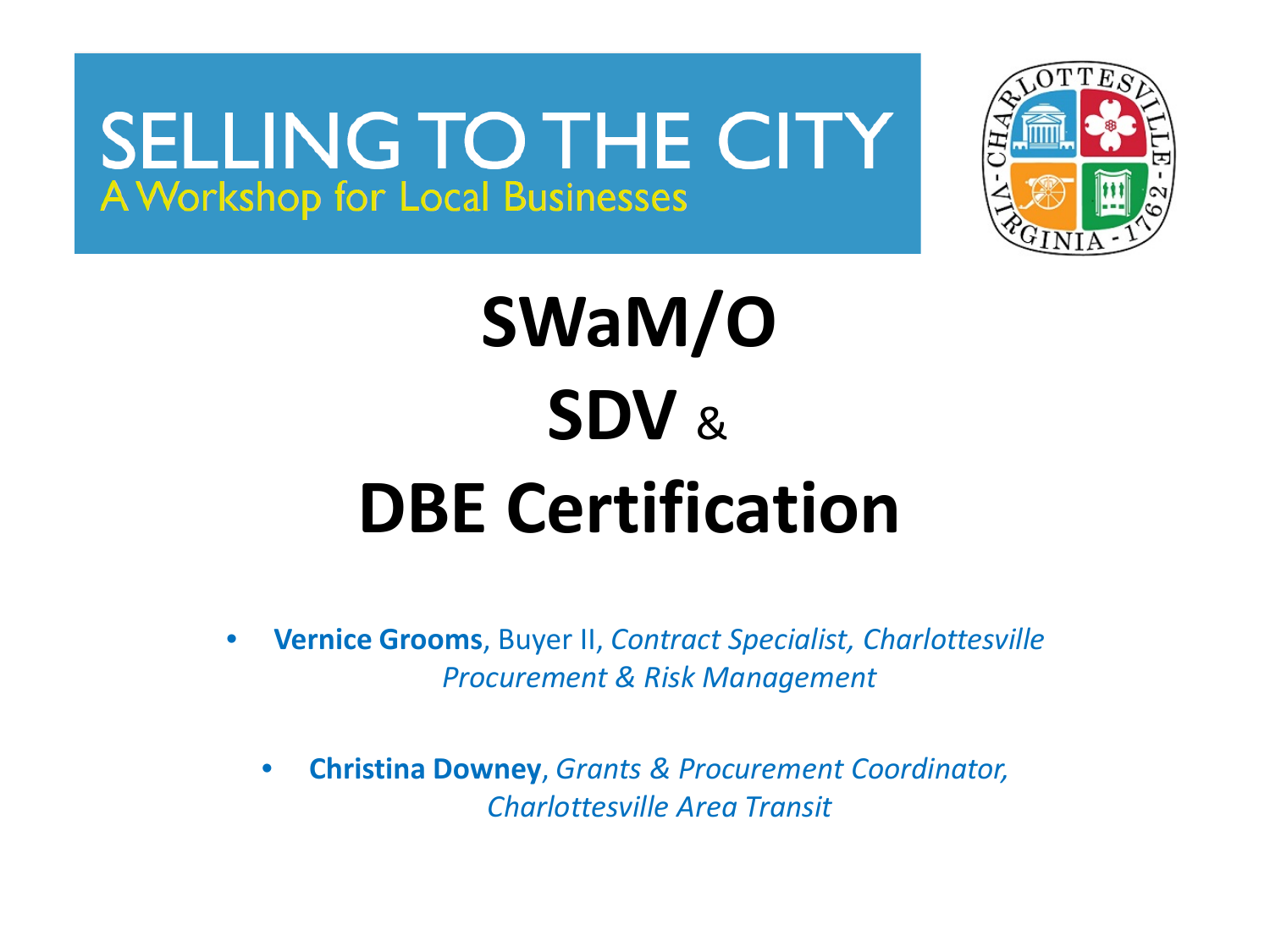# SELLING TO THE CITY

A Workshop for Local Businesses

# SWaM/O SDV & DBE Certification

- **Vernice Grooms**, Buyer II, *Contract Specialist, Charlottesville Procurement & Risk Management*
- **Christina Downey**, *Grants & Procurement Coordinator, Charlottesville Area Transit*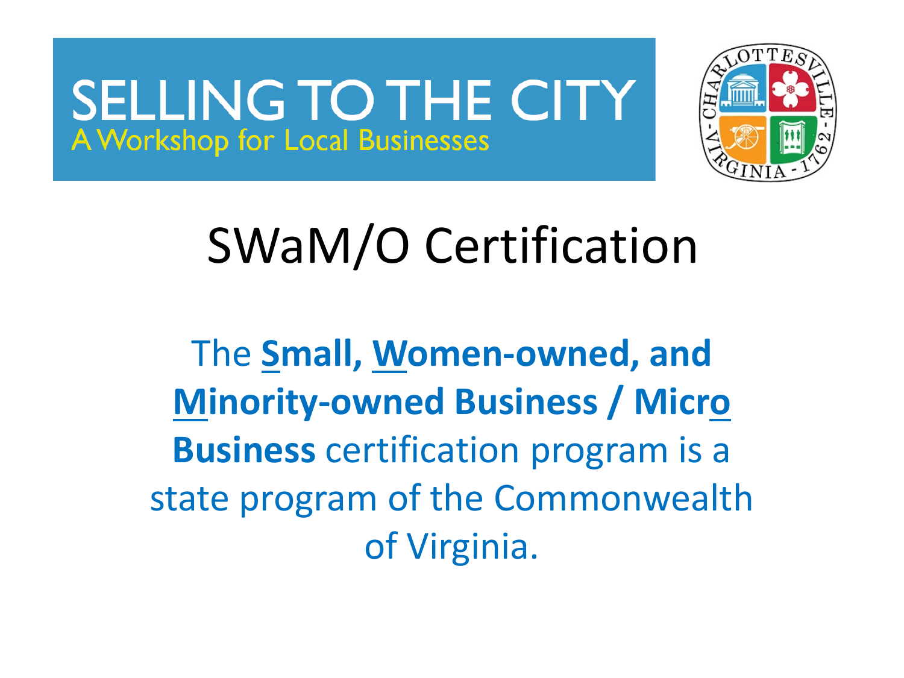SELLING TO THE CITY
A Workshop for Local Businesses

# SWaM/O Certification

The **<u>S</u>mall, <u>W</u>omen-owned, and <u>M</u>inority-owned Business / Micr<u>o</u> Business** certification program is a state program of the Commonwealth of Virginia.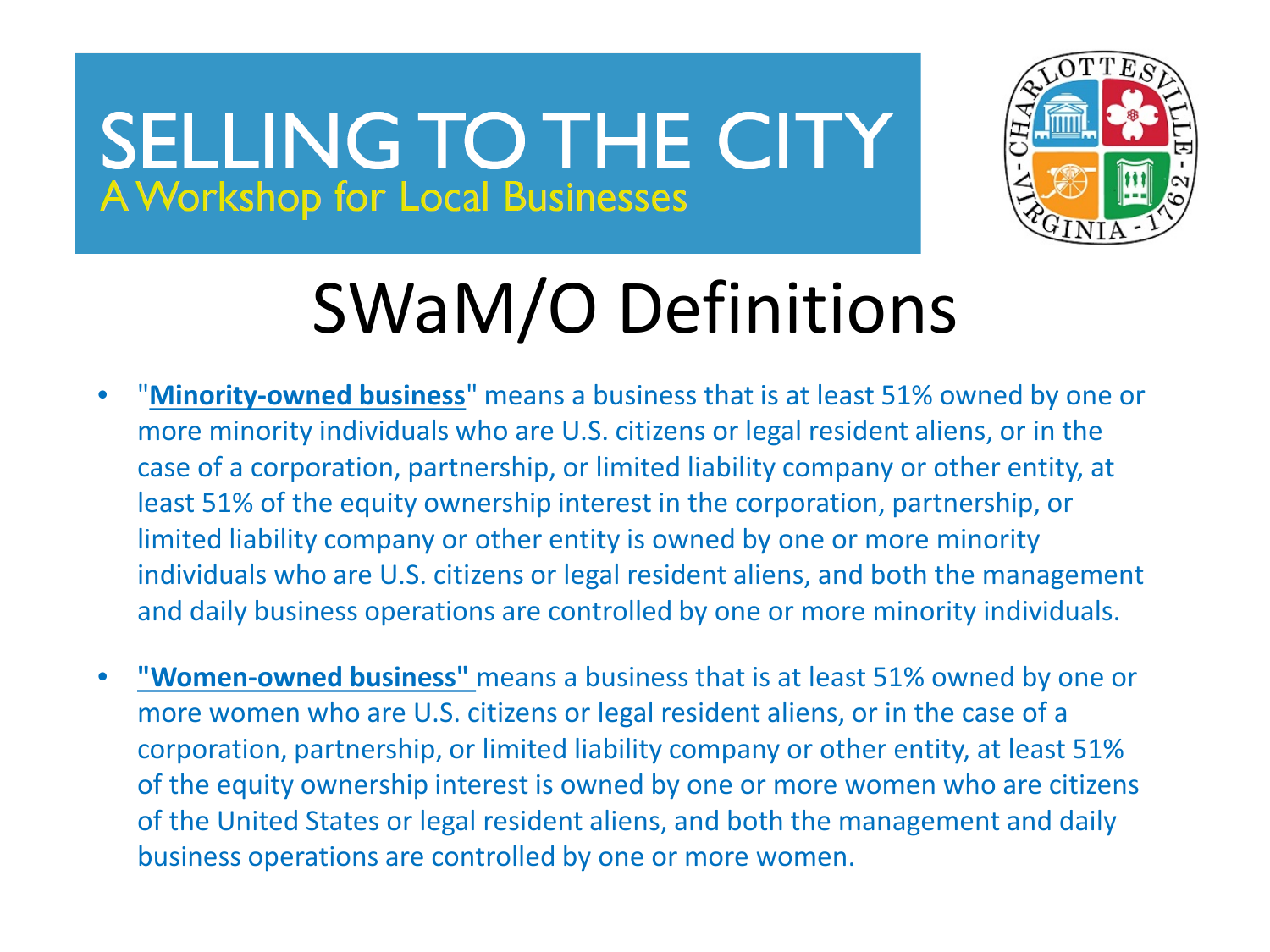# SELLING TO THE CITY

A Workshop for Local Businesses

## SWaM/O Definitions

- "**Minority-owned business**" means a business that is at least 51% owned by one or more minority individuals who are U.S. citizens or legal resident aliens, or in the case of a corporation, partnership, or limited liability company or other entity, at least 51% of the equity ownership interest in the corporation, partnership, or limited liability company or other entity is owned by one or more minority individuals who are U.S. citizens or legal resident aliens, and both the management and daily business operations are controlled by one or more minority individuals.
- **"Women-owned business"** means a business that is at least 51% owned by one or more women who are U.S. citizens or legal resident aliens, or in the case of a corporation, partnership, or limited liability company or other entity, at least 51% of the equity ownership interest is owned by one or more women who are citizens of the United States or legal resident aliens, and both the management and daily business operations are controlled by one or more women.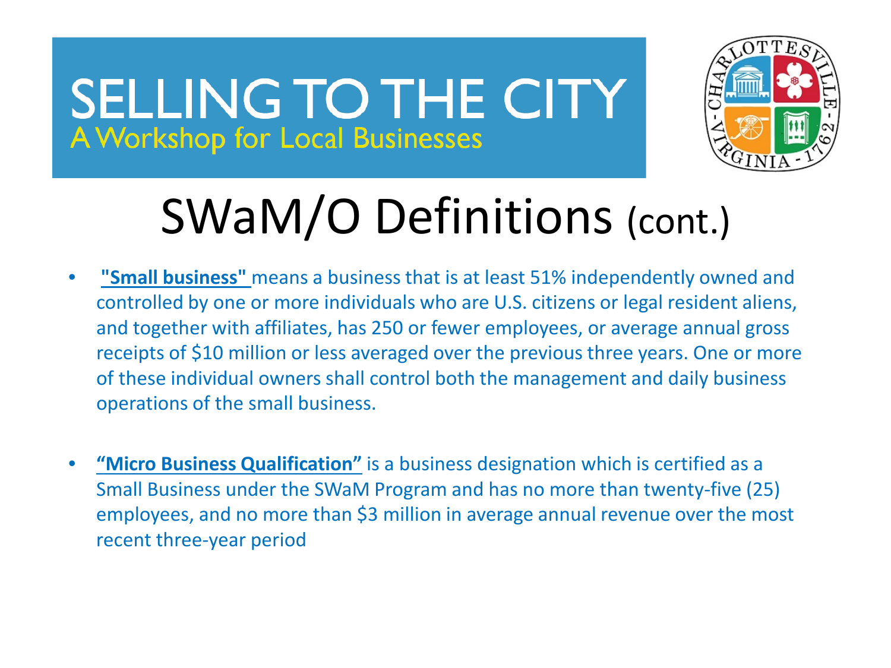# SELLING TO THE CITY

A Workshop for Local Businesses

## SWaM/O Definitions (cont.)

- **"Small business"** means a business that is at least 51% independently owned and controlled by one or more individuals who are U.S. citizens or legal resident aliens, and together with affiliates, has 250 or fewer employees, or average annual gross receipts of $10 million or less averaged over the previous three years. One or more of these individual owners shall control both the management and daily business operations of the small business.
- **"Micro Business Qualification"** is a business designation which is certified as a Small Business under the SWaM Program and has no more than twenty-five (25) employees, and no more than $3 million in average annual revenue over the most recent three-year period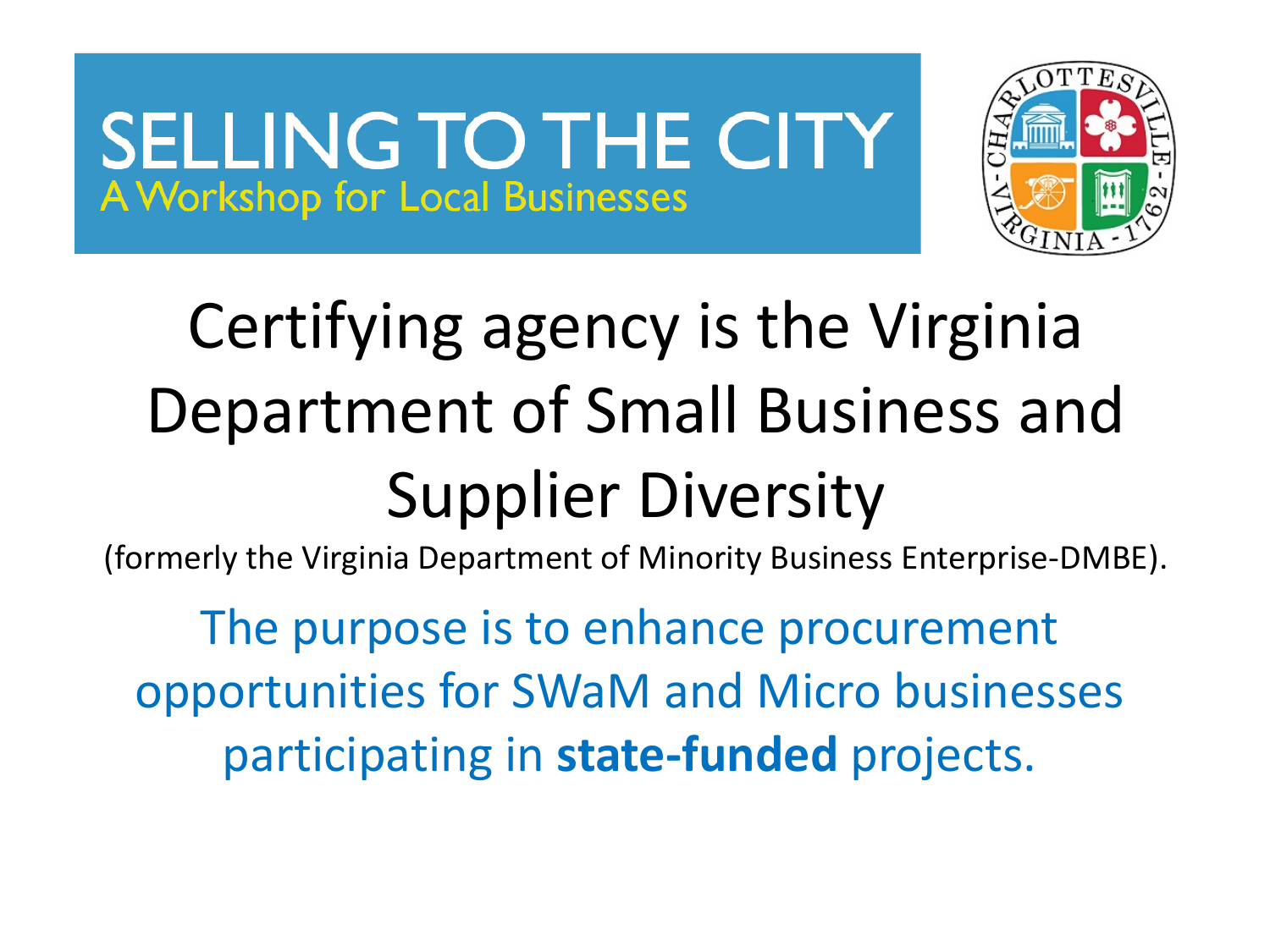# SELLING TO THE CITY

A Workshop for Local Businesses

## Certifying agency is the Virginia Department of Small Business and Supplier Diversity

(formerly the Virginia Department of Minority Business Enterprise-DMBE).

The purpose is to enhance procurement opportunities for SWaM and Micro businesses participating in **state-funded** projects.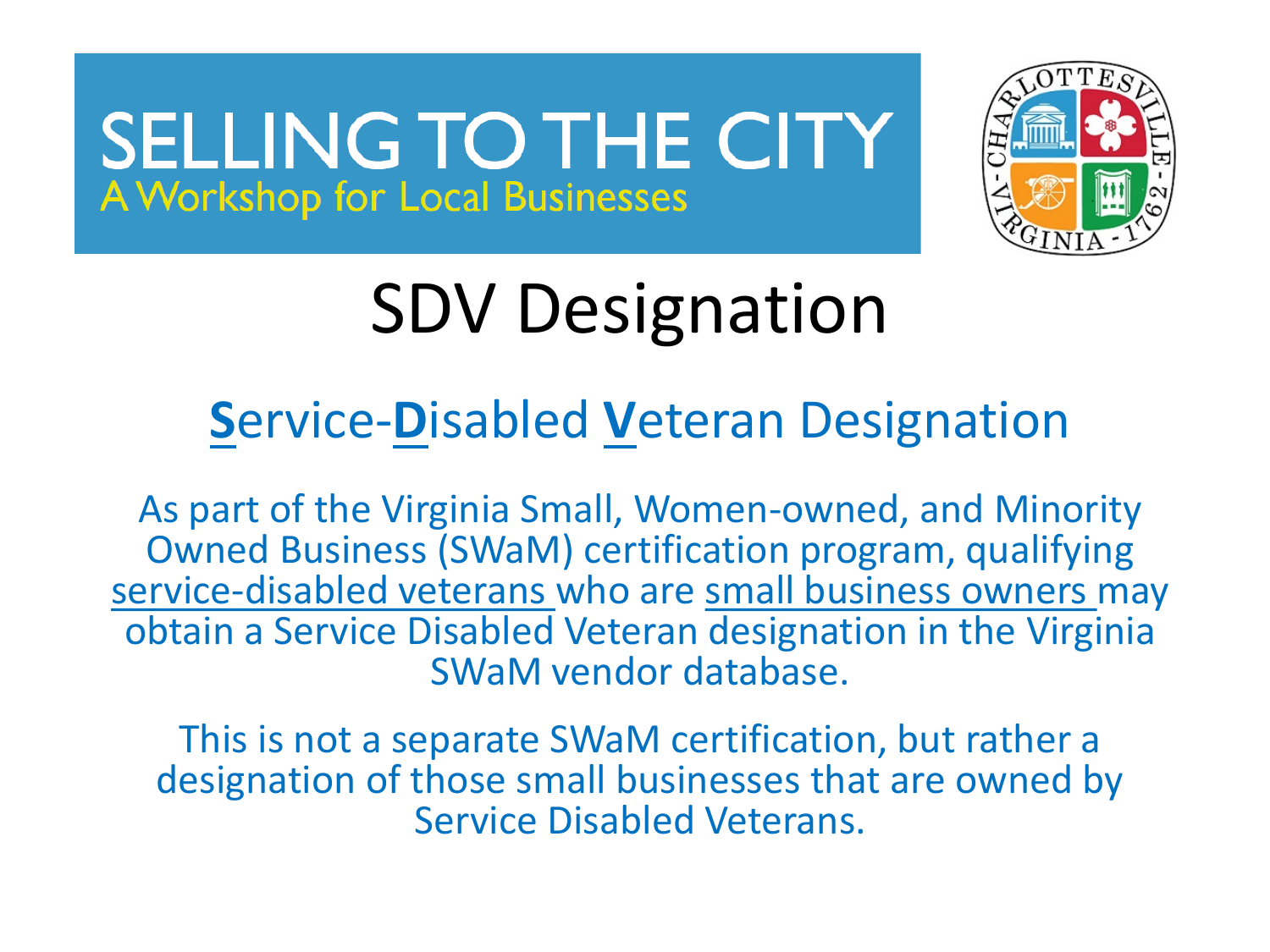# SELLING TO THE CITY

A Workshop for Local Businesses

## SDV Designation

### **S**ervice-**D**isabled **V**eteran Designation

As part of the Virginia Small, Women-owned, and Minority Owned Business (SWaM) certification program, qualifying service-disabled veterans who are small business owners may obtain a Service Disabled Veteran designation in the Virginia SWaM vendor database.

This is not a separate SWaM certification, but rather a designation of those small businesses that are owned by Service Disabled Veterans.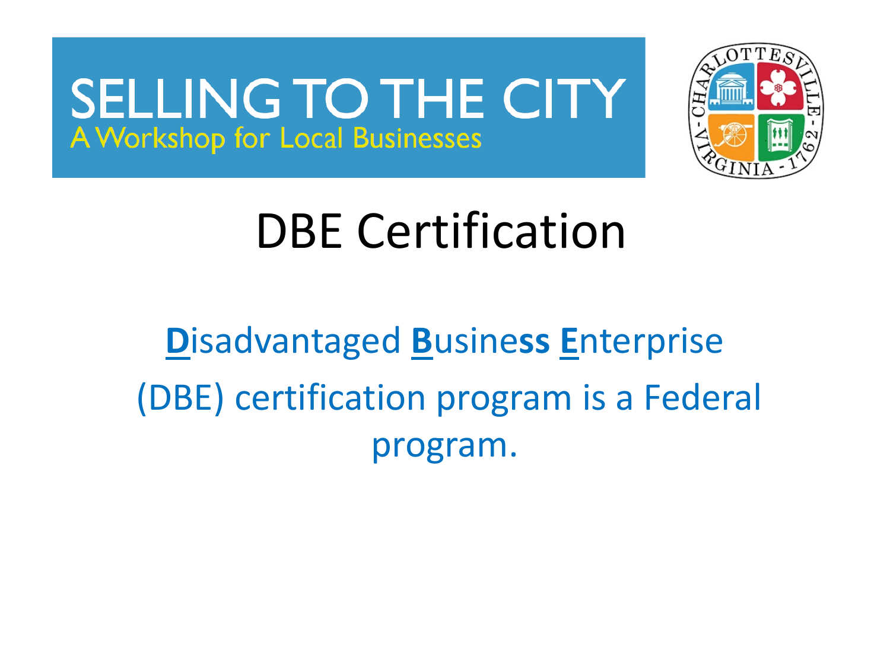SELLING TO THE CITY

A Workshop for Local Businesses

# DBE Certification

**D**isadvantaged **B**usiness **E**nterprise (DBE) certification program is a Federal program.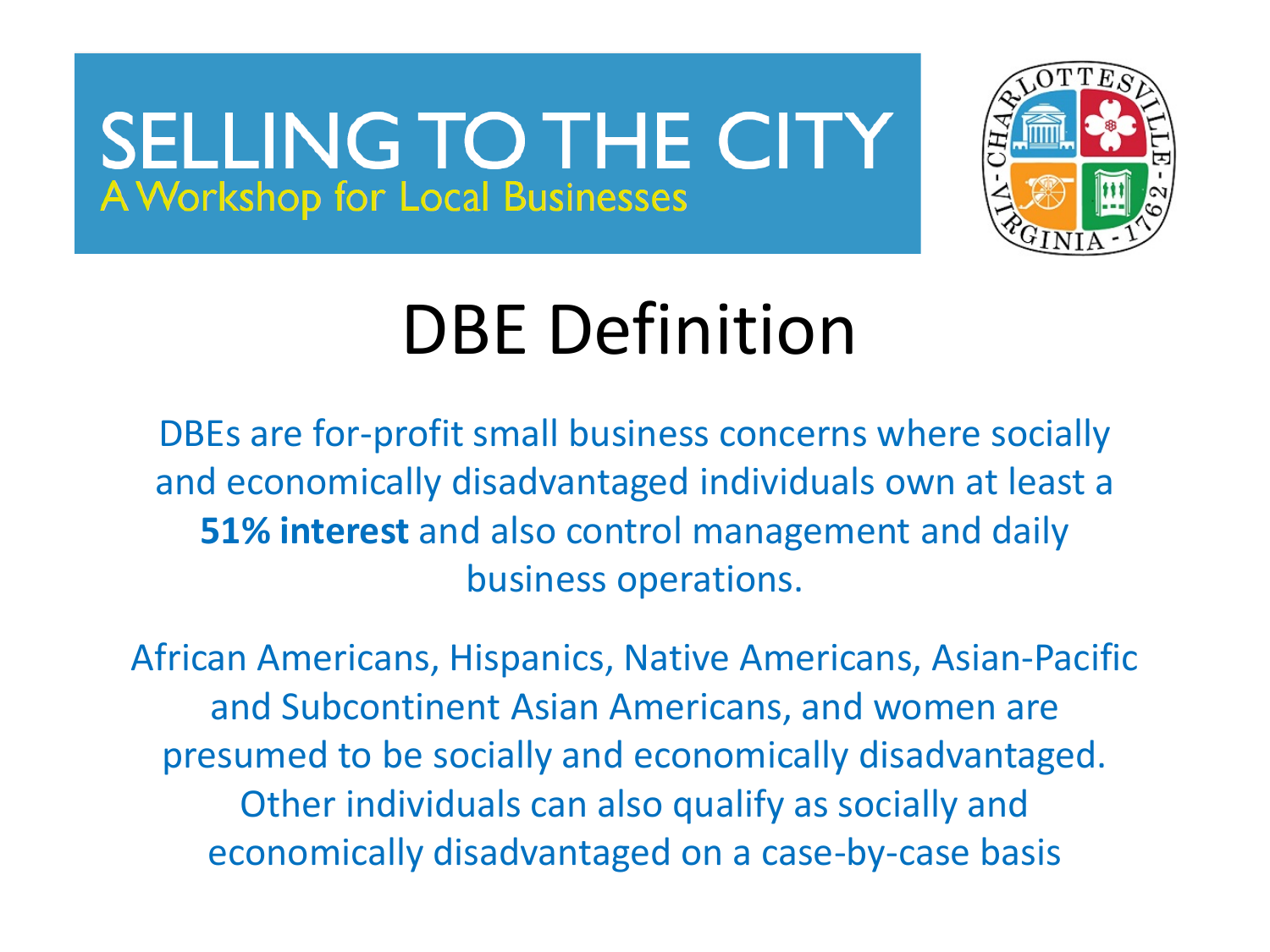SELLING TO THE CITY
A Workshop for Local Businesses

# DBE Definition

DBEs are for-profit small business concerns where socially and economically disadvantaged individuals own at least a **51% interest** and also control management and daily business operations.

African Americans, Hispanics, Native Americans, Asian-Pacific and Subcontinent Asian Americans, and women are presumed to be socially and economically disadvantaged. Other individuals can also qualify as socially and economically disadvantaged on a case-by-case basis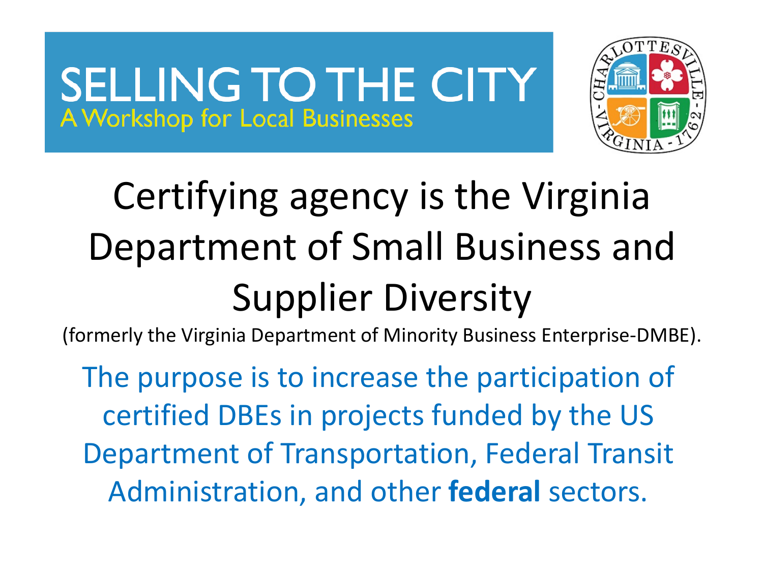# SELLING TO THE CITY

A Workshop for Local Businesses

## Certifying agency is the Virginia Department of Small Business and Supplier Diversity

(formerly the Virginia Department of Minority Business Enterprise-DMBE).

The purpose is to increase the participation of certified DBEs in projects funded by the US Department of Transportation, Federal Transit Administration, and other **federal** sectors.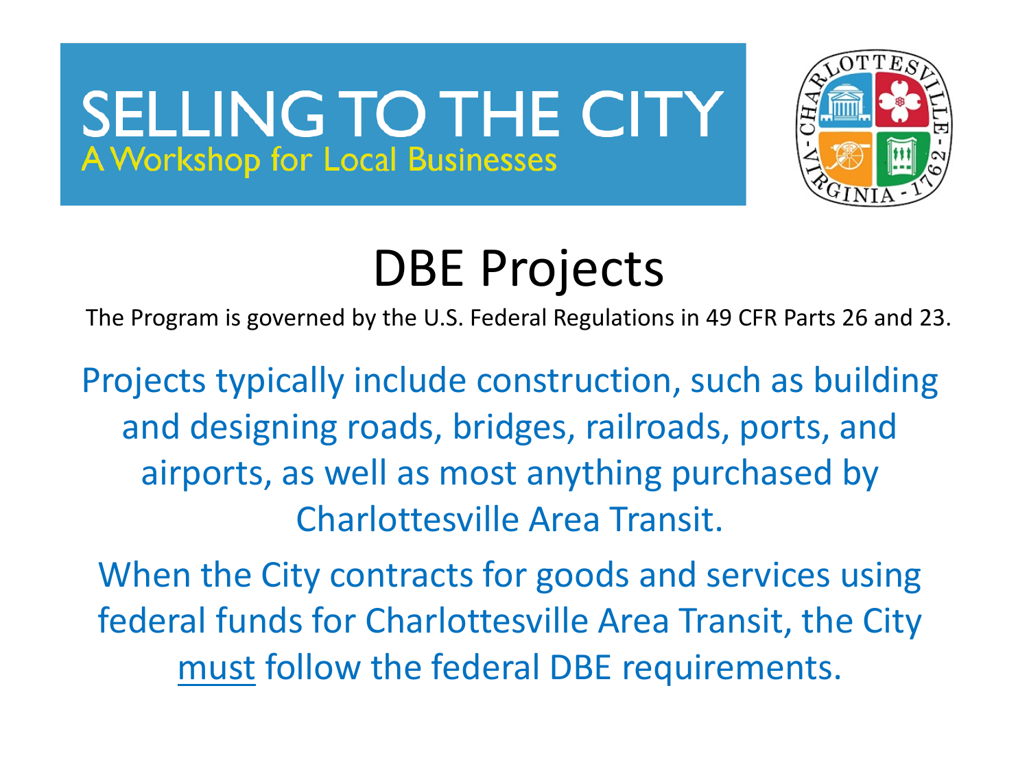# SELLING TO THE CITY

A Workshop for Local Businesses

## DBE Projects

The Program is governed by the U.S. Federal Regulations in 49 CFR Parts 26 and 23.

Projects typically include construction, such as building and designing roads, bridges, railroads, ports, and airports, as well as most anything purchased by Charlottesville Area Transit.

When the City contracts for goods and services using federal funds for Charlottesville Area Transit, the City <u>must</u> follow the federal DBE requirements.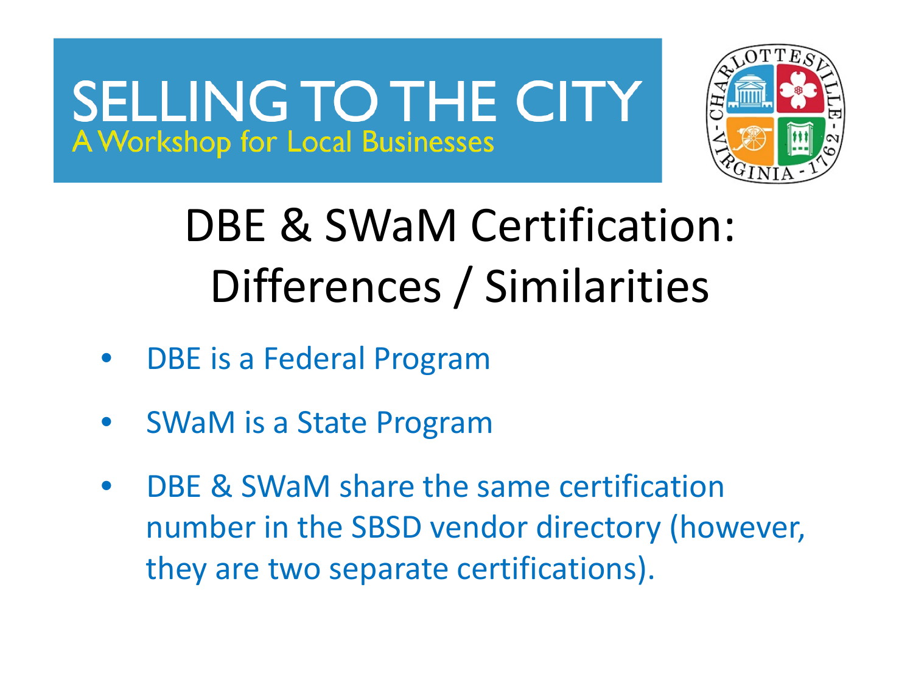SELLING TO THE CITY
A Workshop for Local Businesses

# DBE & SWaM Certification: Differences / Similarities

- DBE is a Federal Program
- SWaM is a State Program
- DBE & SWaM share the same certification number in the SBSD vendor directory (however, they are two separate certifications).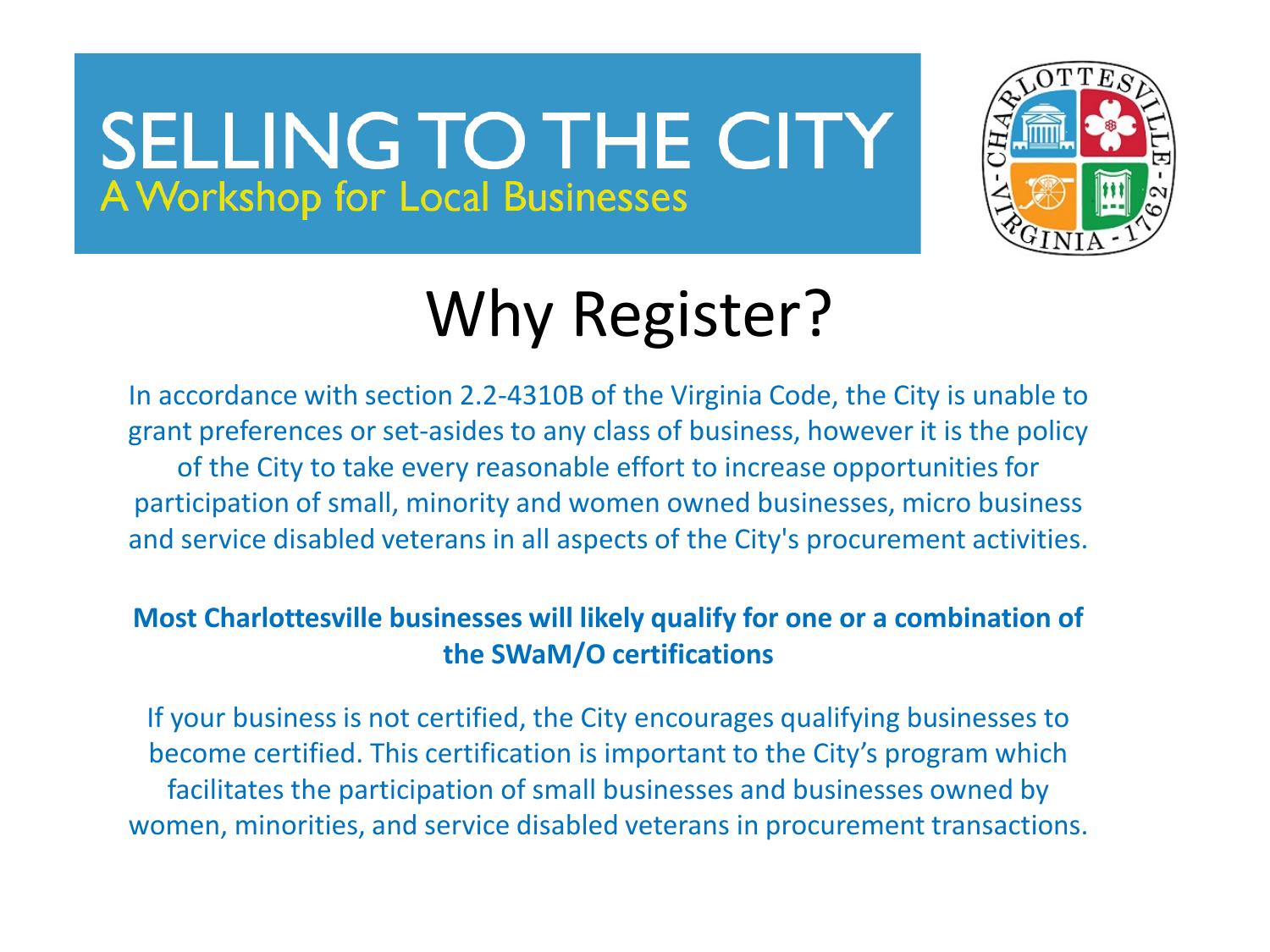# SELLING TO THE CITY

A Workshop for Local Businesses

## Why Register?

In accordance with section 2.2-4310B of the Virginia Code, the City is unable to grant preferences or set-asides to any class of business, however it is the policy of the City to take every reasonable effort to increase opportunities for participation of small, minority and women owned businesses, micro business and service disabled veterans in all aspects of the City's procurement activities.

**Most Charlottesville businesses will likely qualify for one or a combination of the SWaM/O certifications**

If your business is not certified, the City encourages qualifying businesses to become certified. This certification is important to the City's program which facilitates the participation of small businesses and businesses owned by women, minorities, and service disabled veterans in procurement transactions.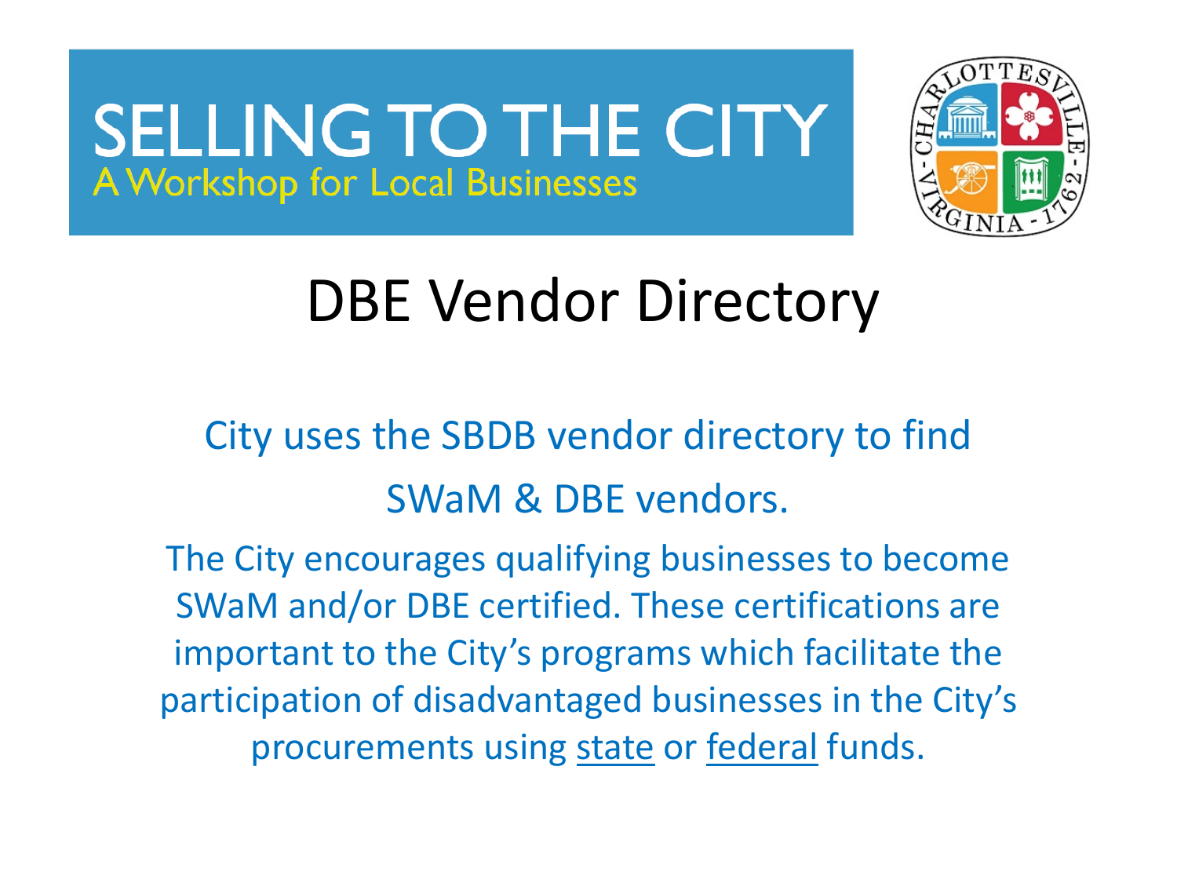SELLING TO THE CITY
A Workshop for Local Businesses

# DBE Vendor Directory

City uses the SBDB vendor directory to find SWaM & DBE vendors.

The City encourages qualifying businesses to become SWaM and/or DBE certified. These certifications are important to the City's programs which facilitate the participation of disadvantaged businesses in the City's procurements using <u>state</u> or <u>federal</u> funds.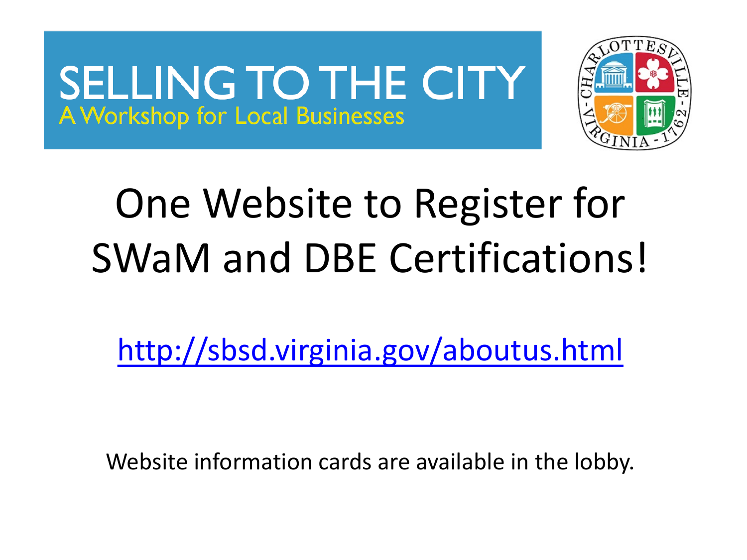SELLING TO THE CITY

A Workshop for Local Businesses

# One Website to Register for SWaM and DBE Certifications!

http://sbsd.virginia.gov/aboutus.html

Website information cards are available in the lobby.